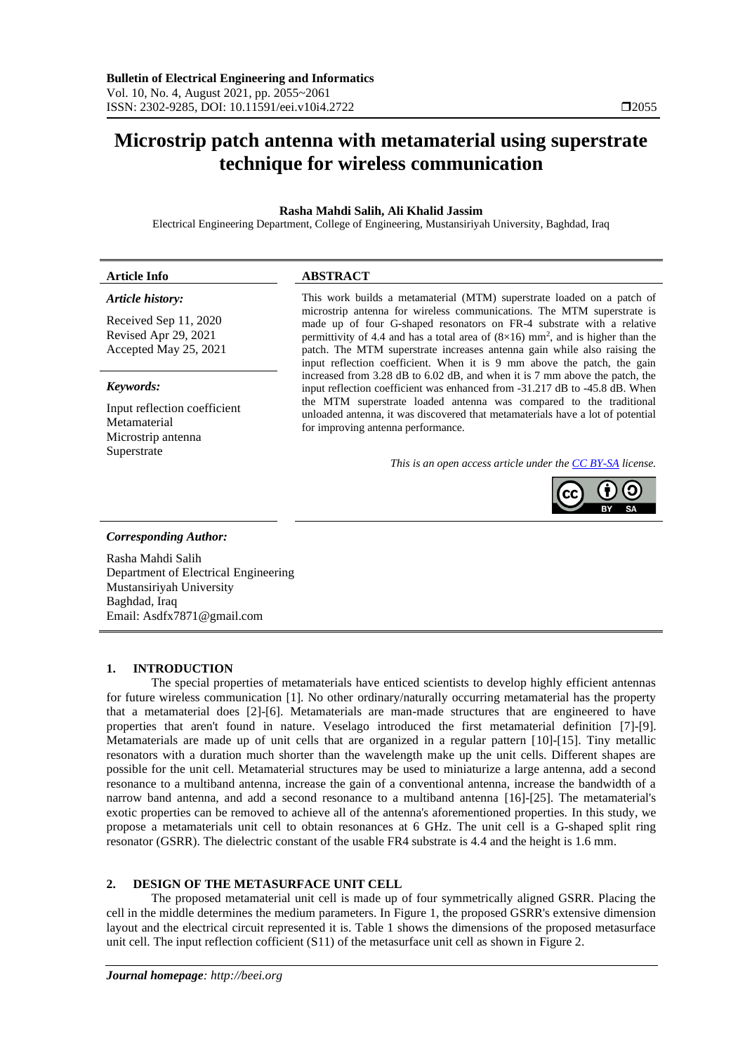# Microstrip patch antenna with metamaterial using superstrate technique for wireless communication

**Rasha Mahdi Salih, Ali Khalid Jassim**

Electrical Engineering Department, College of Engineering, Mustansiriyah University, Baghdad, Iraq

**Article Info**

*Article history:*

Received Sep 11, 2020
Revised Apr 29, 2021
Accepted May 25, 2021

*Keywords:*

Input reflection coefficient
Metamaterial
Microstrip antenna
Superstrate

**ABSTRACT**

This work builds a metamaterial (MTM) superstrate loaded on a patch of microstrip antenna for wireless communications. The MTM superstrate is made up of four G-shaped resonators on FR-4 substrate with a relative permittivity of 4.4 and has a total area of (8×16) $mm^2$, and is higher than the patch. The MTM superstrate increases antenna gain while also raising the input reflection coefficient. When it is 9 mm above the patch, the gain increased from 3.28 dB to 6.02 dB, and when it is 7 mm above the patch, the input reflection coefficient was enhanced from -31.217 dB to -45.8 dB. When the MTM superstrate loaded antenna was compared to the traditional unloaded antenna, it was discovered that metamaterials have a lot of potential for improving antenna performance.

*This is an open access article under the CC BY-SA license.*

***Corresponding Author:***

Rasha Mahdi Salih
Department of Electrical Engineering
Mustansiriyah University
Baghdad, Iraq
Email: Asdfx7871@gmail.com

## 1. INTRODUCTION

The special properties of metamaterials have enticed scientists to develop highly efficient antennas for future wireless communication [1]. No other ordinary/naturally occurring metamaterial has the property that a metamaterial does [2]-[6]. Metamaterials are man-made structures that are engineered to have properties that aren't found in nature. Veselago introduced the first metamaterial definition [7]-[9]. Metamaterials are made up of unit cells that are organized in a regular pattern [10]-[15]. Tiny metallic resonators with a duration much shorter than the wavelength make up the unit cells. Different shapes are possible for the unit cell. Metamaterial structures may be used to miniaturize a large antenna, add a second resonance to a multiband antenna, increase the gain of a conventional antenna, increase the bandwidth of a narrow band antenna, and add a second resonance to a multiband antenna [16]-[25]. The metamaterial's exotic properties can be removed to achieve all of the antenna's aforementioned properties. In this study, we propose a metamaterials unit cell to obtain resonances at 6 GHz. The unit cell is a G-shaped split ring resonator (GSRR). The dielectric constant of the usable FR4 substrate is 4.4 and the height is 1.6 mm.

## 2. DESIGN OF THE METASURFACE UNIT CELL

The proposed metamaterial unit cell is made up of four symmetrically aligned GSRR. Placing the cell in the middle determines the medium parameters. In Figure 1, the proposed GSRR's extensive dimension layout and the electrical circuit represented it is. Table 1 shows the dimensions of the proposed metasurface unit cell. The input reflection cofficient (S11) of the metasurface unit cell as shown in Figure 2.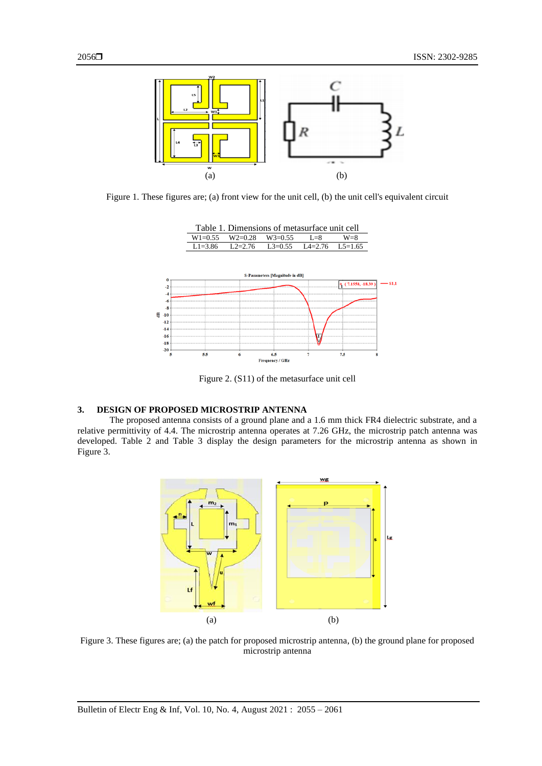Figure 1. These figures are; (a) front view for the unit cell, (b) the unit cell's equivalent circuit

Table 1. Dimensions of metasurface unit cell

| W1=0.55 | W2=0.28 | W3=0.55 | L=8 | W=8 |
|---|---|---|---|---|
| L1=3.86 | L2=2.76 | L3=0.55 | L4=2.76 | L5=1.65 |

Figure 2. (S11) of the metasurface unit cell

## 3. DESIGN OF PROPOSED MICROSTRIP ANTENNA

The proposed antenna consists of a ground plane and a 1.6 mm thick FR4 dielectric substrate, and a relative permittivity of 4.4. The microstrip antenna operates at 7.26 GHz, the microstrip patch antenna was developed. Table 2 and Table 3 display the design parameters for the microstrip antenna as shown in Figure 3.

Figure 3. These figures are; (a) the patch for proposed microstrip antenna, (b) the ground plane for proposed microstrip antenna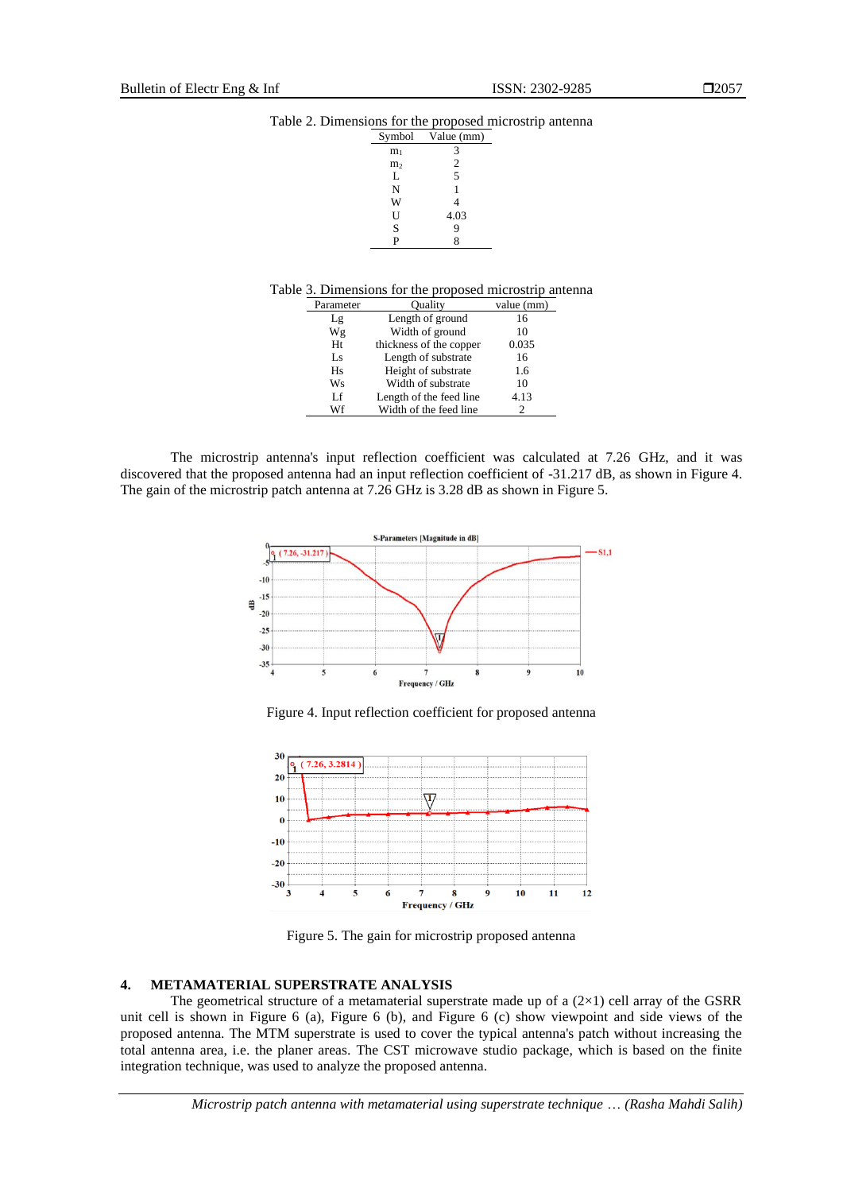Table 2. Dimensions for the proposed microstrip antenna

| Symbol | Value (mm) |
|---|---|
| $m_1$ | 3 |
| $m_2$ | 2 |
| L | 5 |
| N | 1 |
| W | 4 |
| U | 4.03 |
| S | 9 |
| P | 8 |

Table 3. Dimensions for the proposed microstrip antenna

| Parameter | Quality | value (mm) |
|---|---|---|
| Lg | Length of ground | 16 |
| Wg | Width of ground | 10 |
| Ht | thickness of the copper | 0.035 |
| Ls | Length of substrate | 16 |
| Hs | Height of substrate | 1.6 |
| Ws | Width of substrate | 10 |
| Lf | Length of the feed line | 4.13 |
| Wf | Width of the feed line | 2 |

The microstrip antenna's input reflection coefficient was calculated at 7.26 GHz, and it was discovered that the proposed antenna had an input reflection coefficient of -31.217 dB, as shown in Figure 4. The gain of the microstrip patch antenna at 7.26 GHz is 3.28 dB as shown in Figure 5.

Figure 4. Input reflection coefficient for proposed antenna

Figure 5. The gain for microstrip proposed antenna

## 4. METAMATERIAL SUPERSTRATE ANALYSIS

The geometrical structure of a metamaterial superstrate made up of a (2×1) cell array of the GSRR unit cell is shown in Figure 6 (a), Figure 6 (b), and Figure 6 (c) show viewpoint and side views of the proposed antenna. The MTM superstrate is used to cover the typical antenna's patch without increasing the total antenna area, i.e. the planer areas. The CST microwave studio package, which is based on the finite integration technique, was used to analyze the proposed antenna.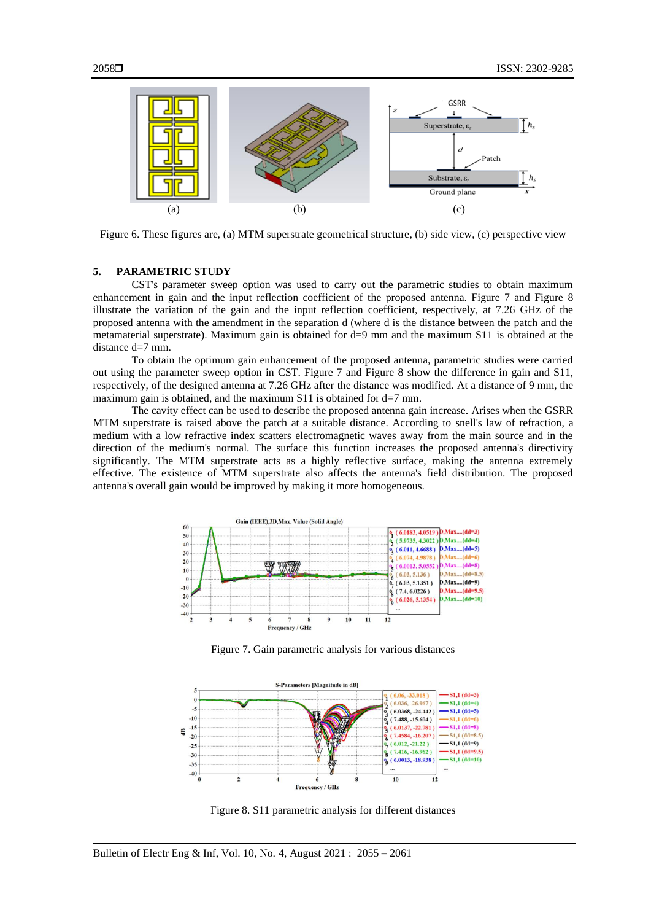Figure 6. These figures are, (a) MTM superstrate geometrical structure, (b) side view, (c) perspective view

## 5. PARAMETRIC STUDY

CST's parameter sweep option was used to carry out the parametric studies to obtain maximum enhancement in gain and the input reflection coefficient of the proposed antenna. Figure 7 and Figure 8 illustrate the variation of the gain and the input reflection coefficient, respectively, at 7.26 GHz of the proposed antenna with the amendment in the separation d (where d is the distance between the patch and the metamaterial superstrate). Maximum gain is obtained for d=9 mm and the maximum S11 is obtained at the distance d=7 mm.

To obtain the optimum gain enhancement of the proposed antenna, parametric studies were carried out using the parameter sweep option in CST. Figure 7 and Figure 8 show the difference in gain and S11, respectively, of the designed antenna at 7.26 GHz after the distance was modified. At a distance of 9 mm, the maximum gain is obtained, and the maximum S11 is obtained for d=7 mm.

The cavity effect can be used to describe the proposed antenna gain increase. Arises when the GSRR MTM superstrate is raised above the patch at a suitable distance. According to snell's law of refraction, a medium with a low refractive index scatters electromagnetic waves away from the main source and in the direction of the medium's normal. The surface this function increases the proposed antenna's directivity significantly. The MTM superstrate acts as a highly reflective surface, making the antenna extremely effective. The existence of MTM superstrate also affects the antenna's field distribution. The proposed antenna's overall gain would be improved by making it more homogeneous.

Figure 7. Gain parametric analysis for various distances

Figure 8. S11 parametric analysis for different distances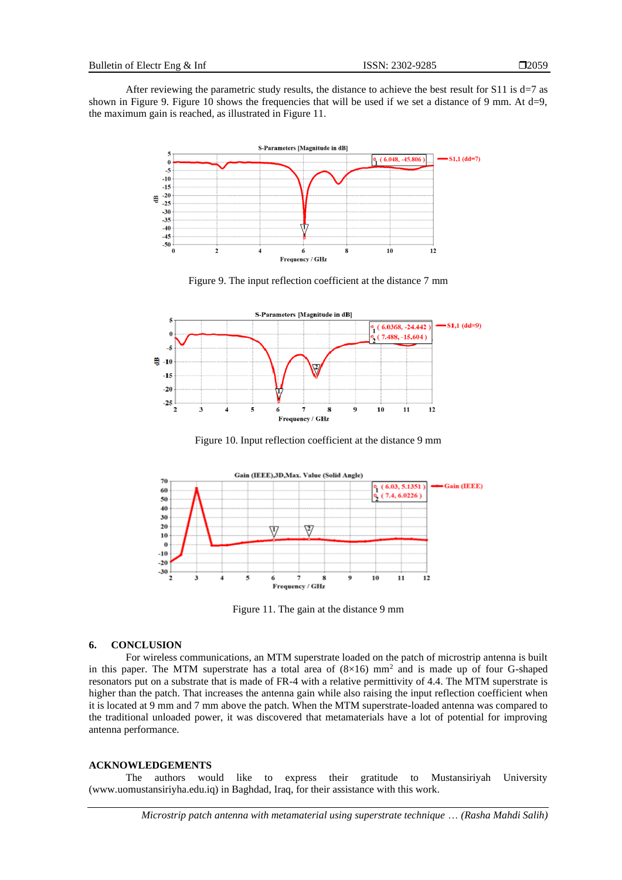After reviewing the parametric study results, the distance to achieve the best result for S11 is d=7 as shown in Figure 9. Figure 10 shows the frequencies that will be used if we set a distance of 9 mm. At d=9, the maximum gain is reached, as illustrated in Figure 11.

Figure 9. The input reflection coefficient at the distance 7 mm

Figure 10. Input reflection coefficient at the distance 9 mm

Figure 11. The gain at the distance 9 mm

## 6. CONCLUSION

For wireless communications, an MTM superstrate loaded on the patch of microstrip antenna is built in this paper. The MTM superstrate has a total area of (8×16) mm$^2$ and is made up of four G-shaped resonators put on a substrate that is made of FR-4 with a relative permittivity of 4.4. The MTM superstrate is higher than the patch. That increases the antenna gain while also raising the input reflection coefficient when it is located at 9 mm and 7 mm above the patch. When the MTM superstrate-loaded antenna was compared to the traditional unloaded power, it was discovered that metamaterials have a lot of potential for improving antenna performance.

## ACKNOWLEDGEMENTS

The authors would like to express their gratitude to Mustansiriyah University (www.uomustansiriyha.edu.iq) in Baghdad, Iraq, for their assistance with this work.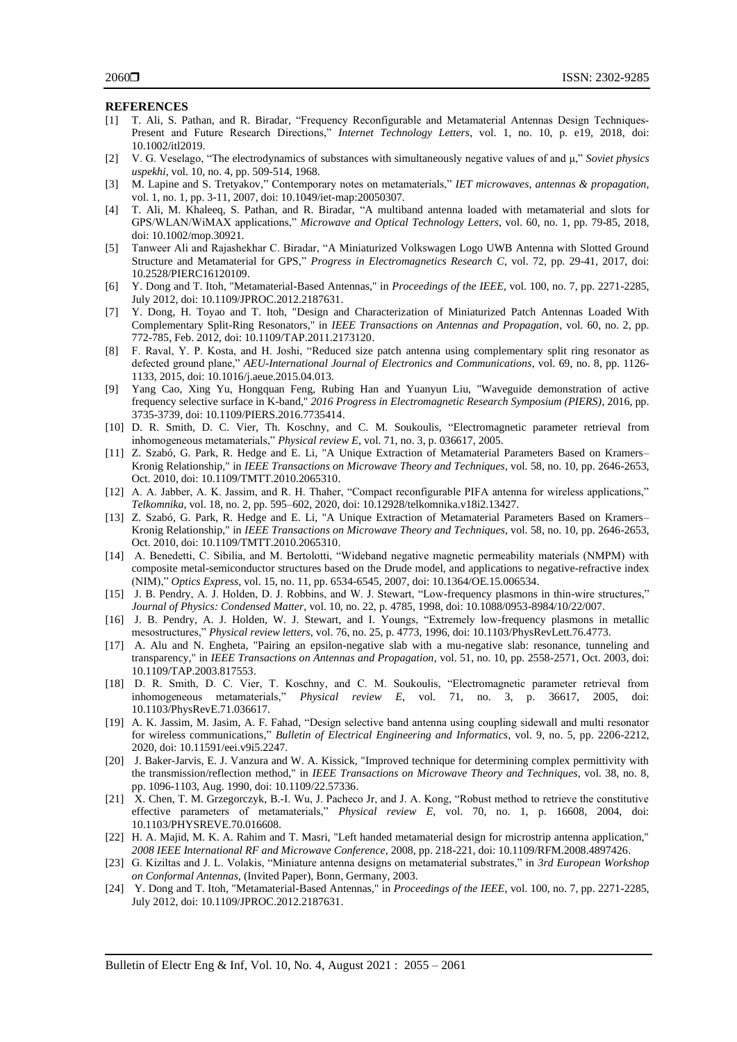## REFERENCES

[1] T. Ali, S. Pathan, and R. Biradar, "Frequency Reconfigurable and Metamaterial Antennas Design Techniques-Present and Future Research Directions," *Internet Technology Letters*, vol. 1, no. 10, p. e19, 2018, doi: 10.1002/itl2019.

[2] V. G. Veselago, "The electrodynamics of substances with simultaneously negative values of and μ," *Soviet physics uspekhi*, vol. 10, no. 4, pp. 509-514, 1968.

[3] M. Lapine and S. Tretyakov," Contemporary notes on metamaterials," *IET microwaves, antennas & propagation*, vol. 1, no. 1, pp. 3-11, 2007, doi: 10.1049/iet-map:20050307.

[4] T. Ali, M. Khaleeq, S. Pathan, and R. Biradar, "A multiband antenna loaded with metamaterial and slots for GPS/WLAN/WiMAX applications," *Microwave and Optical Technology Letters*, vol. 60, no. 1, pp. 79-85, 2018, doi: 10.1002/mop.30921.

[5] Tanweer Ali and Rajashekhar C. Biradar, "A Miniaturized Volkswagen Logo UWB Antenna with Slotted Ground Structure and Metamaterial for GPS," *Progress in Electromagnetics Research C*, vol. 72, pp. 29-41, 2017, doi: 10.2528/PIERC16120109.

[6] Y. Dong and T. Itoh, "Metamaterial-Based Antennas," in *Proceedings of the IEEE*, vol. 100, no. 7, pp. 2271-2285, July 2012, doi: 10.1109/JPROC.2012.2187631.

[7] Y. Dong, H. Toyao and T. Itoh, "Design and Characterization of Miniaturized Patch Antennas Loaded With Complementary Split-Ring Resonators," in *IEEE Transactions on Antennas and Propagation*, vol. 60, no. 2, pp. 772-785, Feb. 2012, doi: 10.1109/TAP.2011.2173120.

[8] F. Raval, Y. P. Kosta, and H. Joshi, "Reduced size patch antenna using complementary split ring resonator as defected ground plane," *AEU-International Journal of Electronics and Communications*, vol. 69, no. 8, pp. 1126-1133, 2015, doi: 10.1016/j.aeue.2015.04.013.

[9] Yang Cao, Xing Yu, Hongquan Feng, Rubing Han and Yuanyun Liu, "Waveguide demonstration of active frequency selective surface in K-band," *2016 Progress in Electromagnetic Research Symposium (PIERS)*, 2016, pp. 3735-3739, doi: 10.1109/PIERS.2016.7735414.

[10] D. R. Smith, D. C. Vier, Th. Koschny, and C. M. Soukoulis, "Electromagnetic parameter retrieval from inhomogeneous metamaterials," *Physical review E*, vol. 71, no. 3, p. 036617, 2005.

[11] Z. Szabó, G. Park, R. Hedge and E. Li, "A Unique Extraction of Metamaterial Parameters Based on Kramers–Kronig Relationship," in *IEEE Transactions on Microwave Theory and Techniques*, vol. 58, no. 10, pp. 2646-2653, Oct. 2010, doi: 10.1109/TMTT.2010.2065310.

[12] A. A. Jabber, A. K. Jassim, and R. H. Thaher, "Compact reconfigurable PIFA antenna for wireless applications," *Telkomnika*, vol. 18, no. 2, pp. 595–602, 2020, doi: 10.12928/telkomnika.v18i2.13427.

[13] Z. Szabó, G. Park, R. Hedge and E. Li, "A Unique Extraction of Metamaterial Parameters Based on Kramers–Kronig Relationship," in *IEEE Transactions on Microwave Theory and Techniques*, vol. 58, no. 10, pp. 2646-2653, Oct. 2010, doi: 10.1109/TMTT.2010.2065310.

[14] A. Benedetti, C. Sibilia, and M. Bertolotti, "Wideband negative magnetic permeability materials (NMPM) with composite metal-semiconductor structures based on the Drude model, and applications to negative-refractive index (NIM)," *Optics Express*, vol. 15, no. 11, pp. 6534-6545, 2007, doi: 10.1364/OE.15.006534.

[15] J. B. Pendry, A. J. Holden, D. J. Robbins, and W. J. Stewart, "Low-frequency plasmons in thin-wire structures," *Journal of Physics: Condensed Matter*, vol. 10, no. 22, p. 4785, 1998, doi: 10.1088/0953-8984/10/22/007.

[16] J. B. Pendry, A. J. Holden, W. J. Stewart, and I. Youngs, "Extremely low-frequency plasmons in metallic mesostructures," *Physical review letters*, vol. 76, no. 25, p. 4773, 1996, doi: 10.1103/PhysRevLett.76.4773.

[17] A. Alu and N. Engheta, "Pairing an epsilon-negative slab with a mu-negative slab: resonance, tunneling and transparency," in *IEEE Transactions on Antennas and Propagation*, vol. 51, no. 10, pp. 2558-2571, Oct. 2003, doi: 10.1109/TAP.2003.817553.

[18] D. R. Smith, D. C. Vier, T. Koschny, and C. M. Soukoulis, "Electromagnetic parameter retrieval from inhomogeneous metamaterials," *Physical review E*, vol. 71, no. 3, p. 36617, 2005, doi: 10.1103/PhysRevE.71.036617.

[19] A. K. Jassim, M. Jasim, A. F. Fahad, "Design selective band antenna using coupling sidewall and multi resonator for wireless communications," *Bulletin of Electrical Engineering and Informatics*, vol. 9, no. 5, pp. 2206-2212, 2020, doi: 10.11591/eei.v9i5.2247.

[20] J. Baker-Jarvis, E. J. Vanzura and W. A. Kissick, "Improved technique for determining complex permittivity with the transmission/reflection method," in *IEEE Transactions on Microwave Theory and Techniques*, vol. 38, no. 8, pp. 1096-1103, Aug. 1990, doi: 10.1109/22.57336.

[21] X. Chen, T. M. Grzegorczyk, B.-I. Wu, J. Pacheco Jr, and J. A. Kong, "Robust method to retrieve the constitutive effective parameters of metamaterials," *Physical review E*, vol. 70, no. 1, p. 16608, 2004, doi: 10.1103/PHYSREVE.70.016608.

[22] H. A. Majid, M. K. A. Rahim and T. Masri, "Left handed metamaterial design for microstrip antenna application," *2008 IEEE International RF and Microwave Conference*, 2008, pp. 218-221, doi: 10.1109/RFM.2008.4897426.

[23] G. Kiziltas and J. L. Volakis, "Miniature antenna designs on metamaterial substrates," in *3rd European Workshop on Conformal Antennas*, (Invited Paper), Bonn, Germany, 2003.

[24] Y. Dong and T. Itoh, "Metamaterial-Based Antennas," in *Proceedings of the IEEE*, vol. 100, no. 7, pp. 2271-2285, July 2012, doi: 10.1109/JPROC.2012.2187631.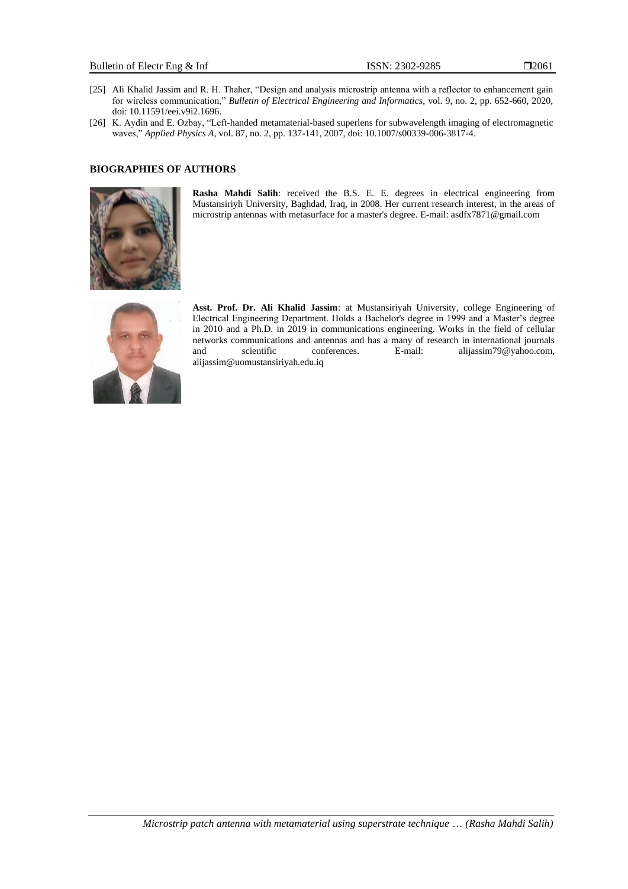[25] Ali Khalid Jassim and R. H. Thaher, "Design and analysis microstrip antenna with a reflector to enhancement gain for wireless communication," *Bulletin of Electrical Engineering and Informatics*, vol. 9, no. 2, pp. 652-660, 2020, doi: 10.11591/eei.v9i2.1696.

[26] K. Aydin and E. Ozbay, "Left-handed metamaterial-based superlens for subwavelength imaging of electromagnetic waves," *Applied Physics A*, vol. 87, no. 2, pp. 137-141, 2007, doi: 10.1007/s00339-006-3817-4.

## BIOGRAPHIES OF AUTHORS

**Rasha Mahdi Salih**: received the B.S. E. E. degrees in electrical engineering from Mustansiriyh University, Baghdad, Iraq, in 2008. Her current research interest, in the areas of microstrip antennas with metasurface for a master's degree. E-mail: asdfx7871@gmail.com

**Asst. Prof. Dr. Ali Khalid Jassim**: at Mustansiriyah University, college Engineering of Electrical Engineering Department. Holds a Bachelor's degree in 1999 and a Master's degree in 2010 and a Ph.D. in 2019 in communications engineering. Works in the field of cellular networks communications and antennas and has a many of research in international journals and scientific conferences. E-mail: alijassim79@yahoo.com, alijassim@uomustansiriyah.edu.iq